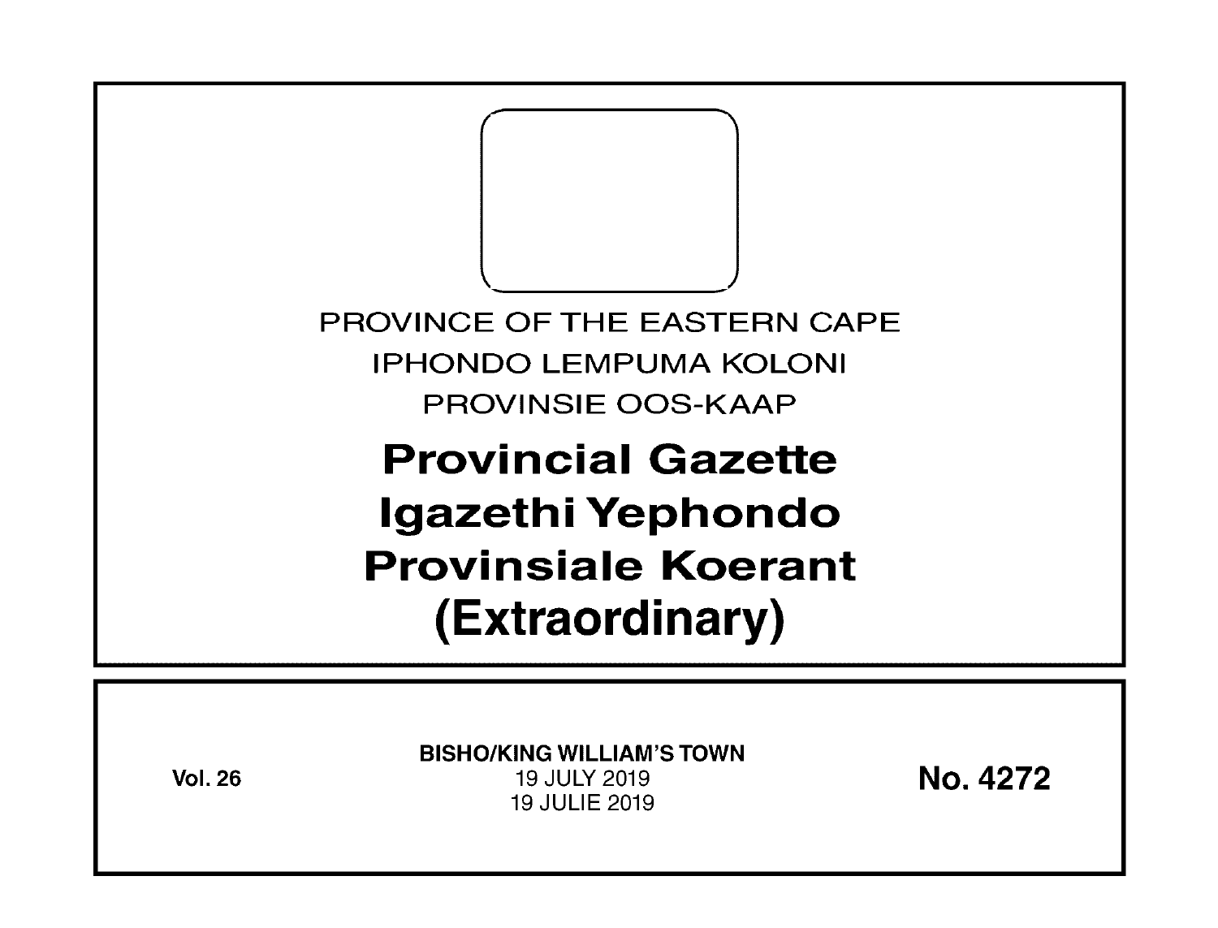PROVINCE OF THE EASTERN CAPE

IPHONDO LEMPUMA KOLONI

PROVINSIE OOS-KAAP

# Provincial Gazette
# Igazethi Yephondo
# Provinsiale Koerant
# (Extraordinary)

**Vol. 26**

**BISHO/KING WILLIAM'S TOWN**

19 JULY 2019

19 JULIE 2019

**No. 4272**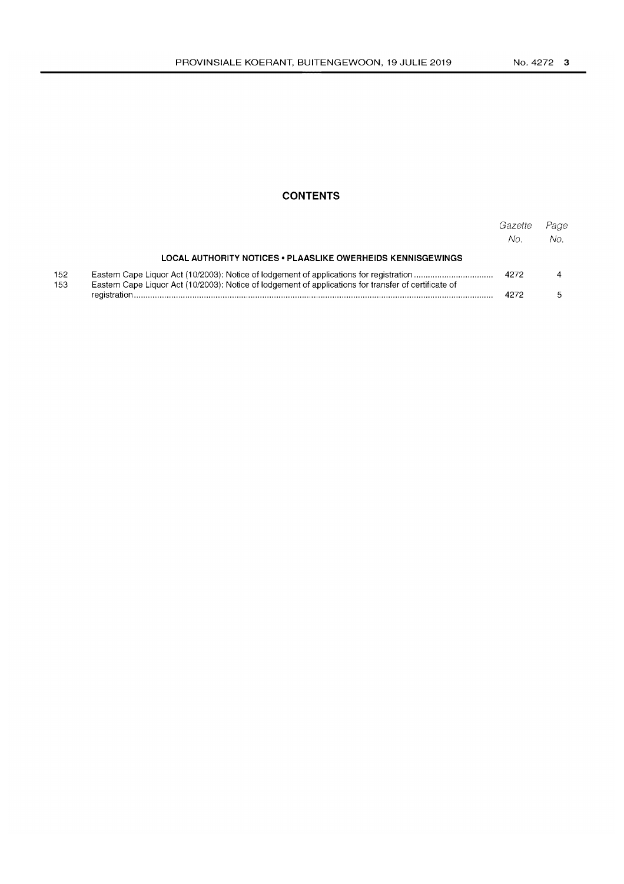## CONTENTS

| | | Gazette No. | Page No. |
|---|---|---|---|
| | **LOCAL AUTHORITY NOTICES • PLAASLIKE OWERHEIDS KENNISGEWINGS** | | |
| 152 | Eastern Cape Liquor Act (10/2003): Notice of lodgement of applications for registration | 4272 | 4 |
| 153 | Eastern Cape Liquor Act (10/2003): Notice of lodgement of applications for transfer of certificate of registration | 4272 | 5 |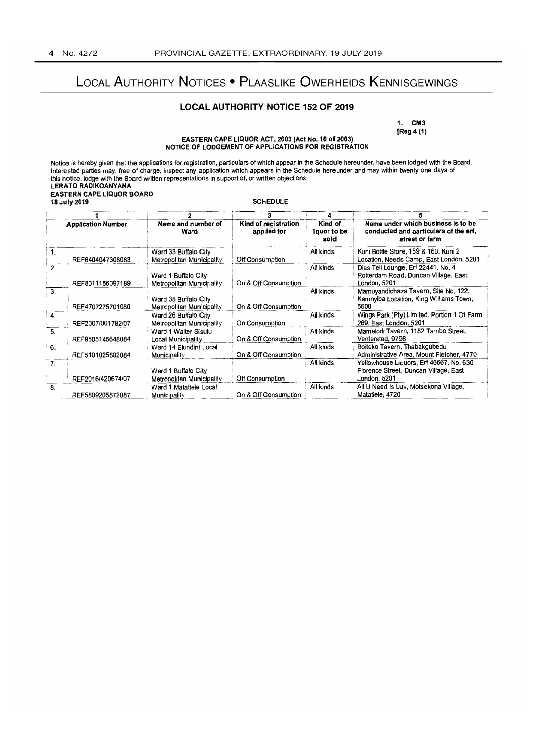# Local Authority Notices • Plaaslike Owerheids Kennisgewings

## LOCAL AUTHORITY NOTICE 152 OF 2019

1. CM3
[Reg 4 (1)

**EASTERN CAPE LIQUOR ACT, 2003 (Act No. 10 of 2003)**
**NOTICE OF LODGEMENT OF APPLICATIONS FOR REGISTRATION**

Notice is hereby given that the applications for registration, particulars of which appear in the Schedule hereunder, have been lodged with the Board. Interested parties may, free of charge, inspect any application which appears in the Schedule hereunder and may within twenty one days of this notice, lodge with the Board written representations in support of, or written objections.

**LERATO RADIKOANYANA**
**EASTERN CAPE LIQUOR BOARD**
**18 July 2019**

**SCHEDULE**

| | 1 | 2 | 3 | 4 | 5 |
|---|---|---|---|---|---|
| | **Application Number** | **Name and number of Ward** | **Kind of registration applied for** | **Kind of liquor to be sold** | **Name under which business is to be conducted and particulars of the erf, street or farm** |
| 1. | REF6404047308083 | Ward 33 Buffalo City Metropolitan Municipality | Off Consumption | All kinds | Kuni Bottle Store, 159 & 160, Kuni 2 Location, Needs Camp, East London, 5201 |
| 2. | REF8011156097189 | Ward 1 Buffalo City Metropolitan Municipality | On & Off Consumption | All kinds | Dias Teli Lounge, Erf 22441, No. 4 Rotterdam Road, Duncan Village, East London, 5201 |
| 3. | REF4707275701080 | Ward 35 Buffalo City Metropolitan Municipality | On & Off Consumption | All kinds | Mamuyandichaza Tavern, Site No. 122, Kamnyiba Location, King Williams Town, 5600 |
| 4. | REF2007/001782/07 | Ward 26 Buffalo City Metropolitan Municipality | On Consumption | All kinds | Wings Park (Pty) Limited, Portion 1 Of Farm 269, East London, 5201 |
| 5. | REF9505145648084 | Ward 1 Walter Sisulu Local Municipality | On & Off Consumption | All kinds | Mamelodi Tavern, 1182 Tambo Street, Venterstad, 9798 |
| 6. | REF5101025802084 | Ward 14 Elundini Local Municipality | On & Off Consumption | All kinds | Boiteko Tavern, Thabakgubedu Administrative Area, Mount Fletcher, 4770 |
| 7. | REF2016/420674/07 | Ward 1 Buffalo City Metropolitan Municipality | Off Consumption | All kinds | Yellowhouse Liquors, Erf 46667, No. 630 Florence Street, Duncan Village, East London, 5201 |
| 8. | REF5809205872087 | Ward 1 Matatiele Local Municipality | On & Off Consumption | All kinds | All U Need Is Luv, Motsekona Village, Matatiele, 4720 |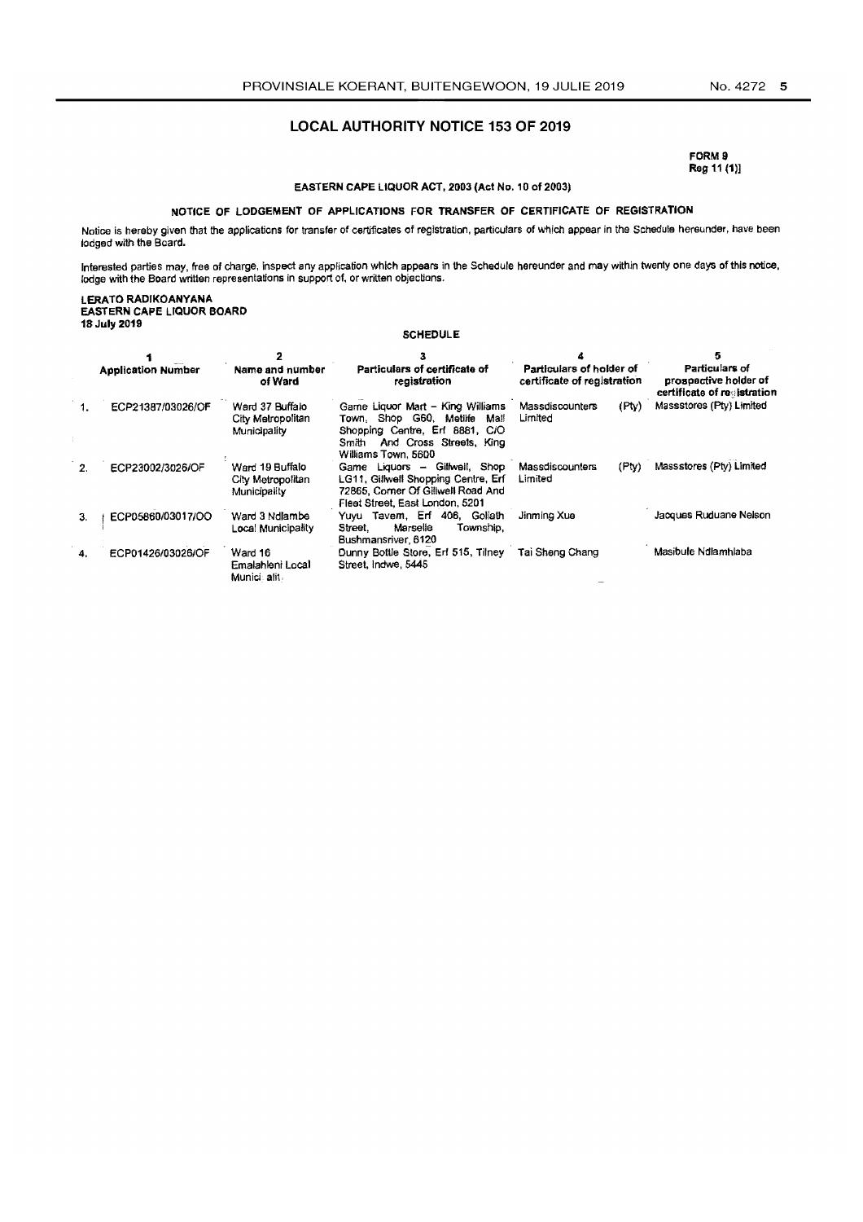# LOCAL AUTHORITY NOTICE 153 OF 2019

**FORM 9**
**Reg 11 (1)]**

**EASTERN CAPE LIQUOR ACT, 2003 (Act No. 10 of 2003)**

**NOTICE OF LODGEMENT OF APPLICATIONS FOR TRANSFER OF CERTIFICATE OF REGISTRATION**

Notice is hereby given that the applications for transfer of certificates of registration, particulars of which appear in the Schedule hereunder, have been lodged with the Board.

Interested parties may, free of charge, inspect any application which appears in the Schedule hereunder and may within twenty one days of this notice, lodge with the Board written representations in support of, or written objections.

**LERATO RADIKOANYANA**
**EASTERN CAPE LIQUOR BOARD**
**18 July 2019**

**SCHEDULE**

| | 1<br>Application Number | 2<br>Name and number of Ward | 3<br>Particulars of certificate of registration | 4<br>Particulars of holder of certificate of registration | 5<br>Particulars of prospective holder of certificate of registration |
|---|---|---|---|---|---|
| 1. | ECP21387/03026/OF | Ward 37 Buffalo City Metropolitan Municipality | Game Liquor Mart – King Williams Town, Shop G60, Metlife Mall Shopping Centre, Erf 8881, C/O Smith And Cross Streets, King Williams Town, 5600 | Massdiscounters (Pty) Limited | Massstores (Pty) Limited |
| 2. | ECP23002/3026/OF | Ward 19 Buffalo City Metropolitan Municipality | Game Liquors – Gillwell, Shop LG11, Gillwell Shopping Centre, Erf 72865, Corner Of Gillwell Road And Fleet Street, East London, 5201 | Massdiscounters (Pty) Limited | Massstores (Pty) Limited |
| 3. | ECP05860/03017/OO | Ward 3 Ndlambe Local Municipality | Yuyu Tavern, Erf 406, Goliath Street, Marselle Township, Bushmansriver, 6120 | Jinming Xue | Jacques Ruduane Nelson |
| 4. | ECP01426/03026/OF | Ward 16 Emalahleni Local Municipality | Dunny Bottle Store, Erf 515, Tilney Street, Indwe, 5445 | Tai Sheng Chang | Masibule Ndlamhlaba |